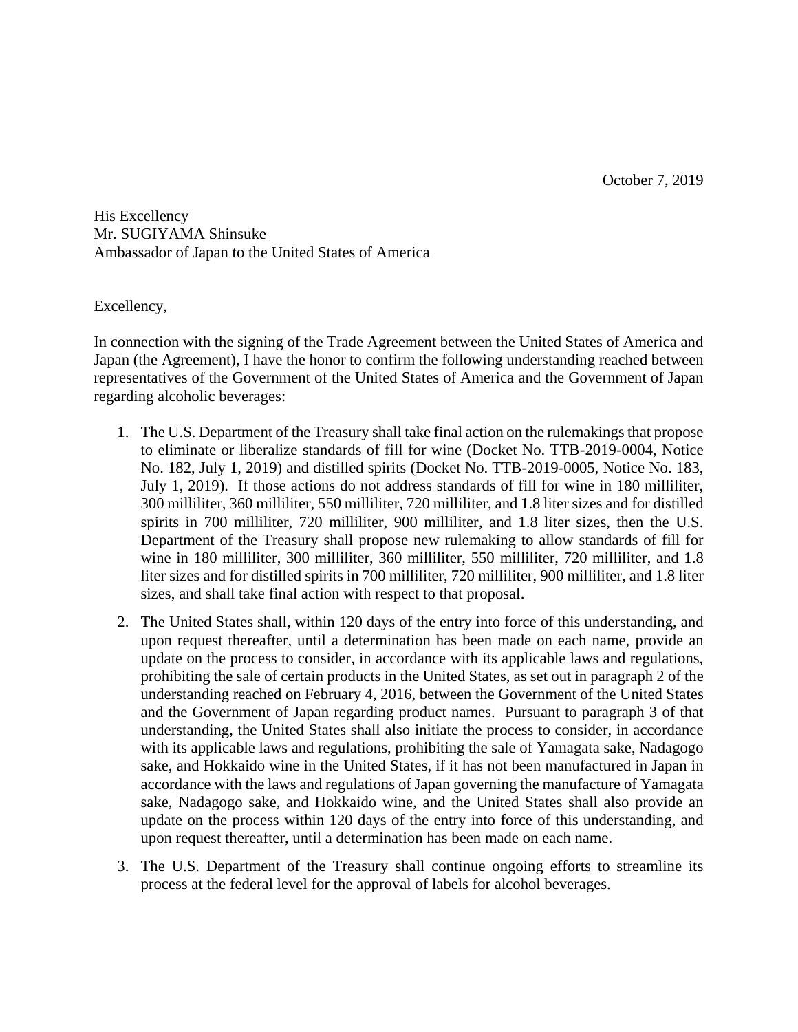October 7, 2019

His Excellency
Mr. SUGIYAMA Shinsuke
Ambassador of Japan to the United States of America

Excellency,

In connection with the signing of the Trade Agreement between the United States of America and Japan (the Agreement), I have the honor to confirm the following understanding reached between representatives of the Government of the United States of America and the Government of Japan regarding alcoholic beverages:

1. The U.S. Department of the Treasury shall take final action on the rulemakings that propose to eliminate or liberalize standards of fill for wine (Docket No. TTB-2019-0004, Notice No. 182, July 1, 2019) and distilled spirits (Docket No. TTB-2019-0005, Notice No. 183, July 1, 2019). If those actions do not address standards of fill for wine in 180 milliliter, 300 milliliter, 360 milliliter, 550 milliliter, 720 milliliter, and 1.8 liter sizes and for distilled spirits in 700 milliliter, 720 milliliter, 900 milliliter, and 1.8 liter sizes, then the U.S. Department of the Treasury shall propose new rulemaking to allow standards of fill for wine in 180 milliliter, 300 milliliter, 360 milliliter, 550 milliliter, 720 milliliter, and 1.8 liter sizes and for distilled spirits in 700 milliliter, 720 milliliter, 900 milliliter, and 1.8 liter sizes, and shall take final action with respect to that proposal.

2. The United States shall, within 120 days of the entry into force of this understanding, and upon request thereafter, until a determination has been made on each name, provide an update on the process to consider, in accordance with its applicable laws and regulations, prohibiting the sale of certain products in the United States, as set out in paragraph 2 of the understanding reached on February 4, 2016, between the Government of the United States and the Government of Japan regarding product names. Pursuant to paragraph 3 of that understanding, the United States shall also initiate the process to consider, in accordance with its applicable laws and regulations, prohibiting the sale of Yamagata sake, Nadagogo sake, and Hokkaido wine in the United States, if it has not been manufactured in Japan in accordance with the laws and regulations of Japan governing the manufacture of Yamagata sake, Nadagogo sake, and Hokkaido wine, and the United States shall also provide an update on the process within 120 days of the entry into force of this understanding, and upon request thereafter, until a determination has been made on each name.

3. The U.S. Department of the Treasury shall continue ongoing efforts to streamline its process at the federal level for the approval of labels for alcohol beverages.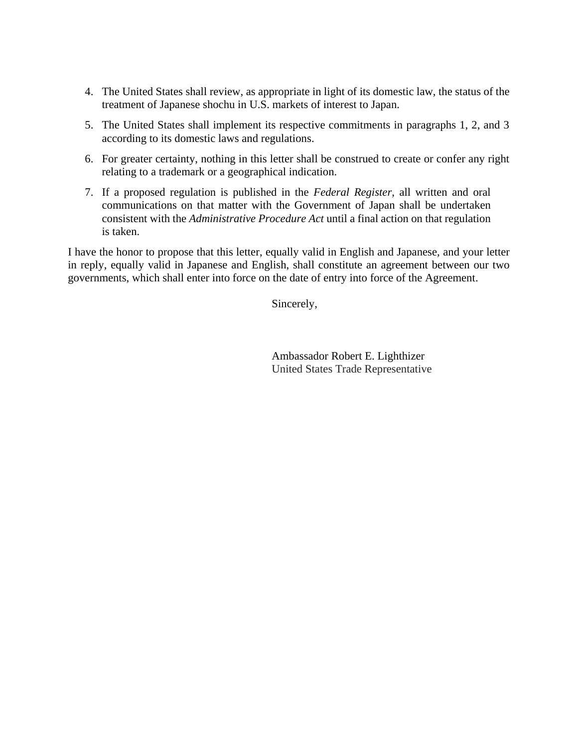4. The United States shall review, as appropriate in light of its domestic law, the status of the treatment of Japanese shochu in U.S. markets of interest to Japan.
5. The United States shall implement its respective commitments in paragraphs 1, 2, and 3 according to its domestic laws and regulations.
6. For greater certainty, nothing in this letter shall be construed to create or confer any right relating to a trademark or a geographical indication.
7. If a proposed regulation is published in the *Federal Register*, all written and oral communications on that matter with the Government of Japan shall be undertaken consistent with the *Administrative Procedure Act* until a final action on that regulation is taken.

I have the honor to propose that this letter, equally valid in English and Japanese, and your letter in reply, equally valid in Japanese and English, shall constitute an agreement between our two governments, which shall enter into force on the date of entry into force of the Agreement.

Sincerely,

Ambassador Robert E. Lighthizer
United States Trade Representative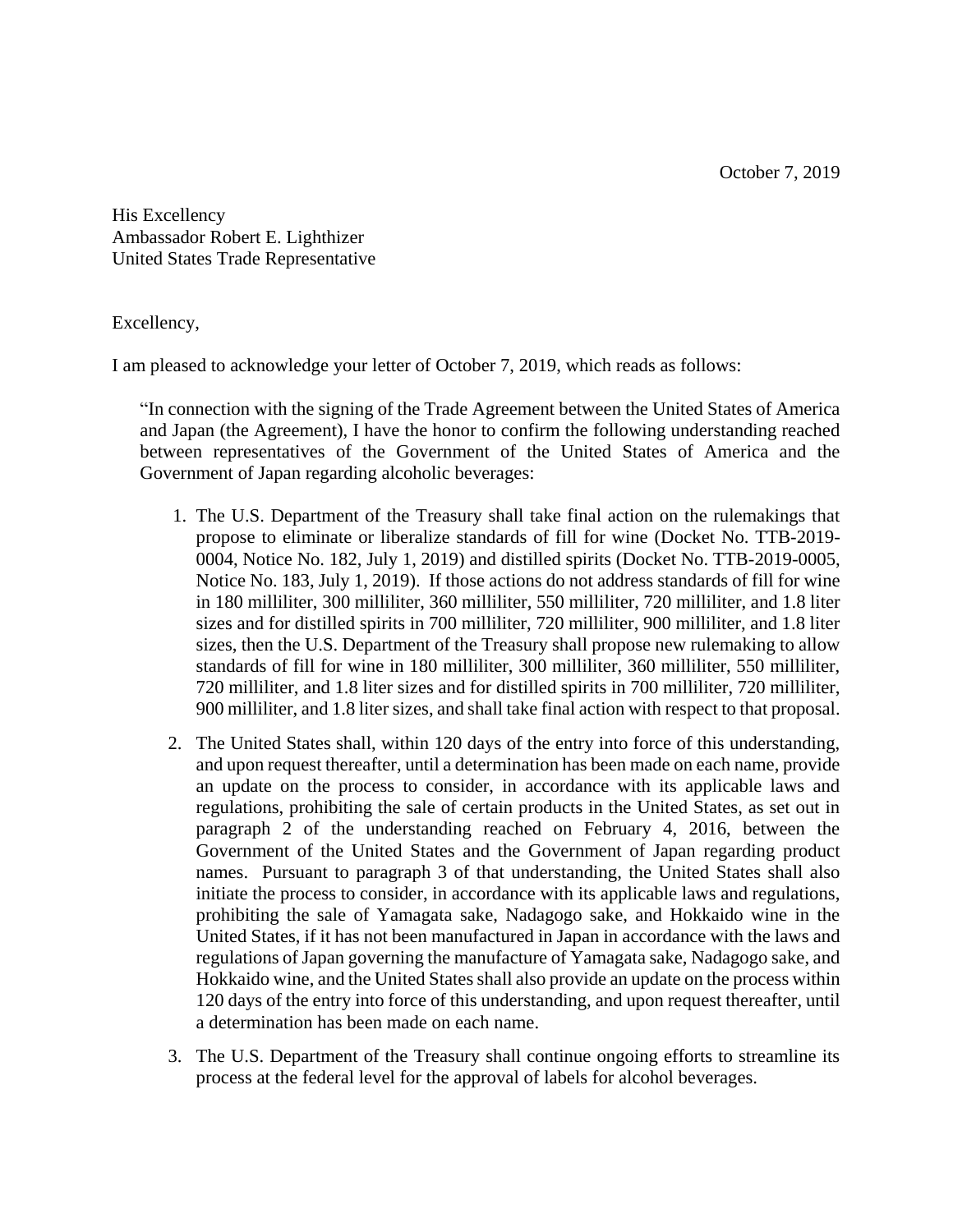October 7, 2019

His Excellency
Ambassador Robert E. Lighthizer
United States Trade Representative

Excellency,

I am pleased to acknowledge your letter of October 7, 2019, which reads as follows:

> "In connection with the signing of the Trade Agreement between the United States of America and Japan (the Agreement), I have the honor to confirm the following understanding reached between representatives of the Government of the United States of America and the Government of Japan regarding alcoholic beverages:
>
> 1. The U.S. Department of the Treasury shall take final action on the rulemakings that propose to eliminate or liberalize standards of fill for wine (Docket No. TTB-2019-0004, Notice No. 182, July 1, 2019) and distilled spirits (Docket No. TTB-2019-0005, Notice No. 183, July 1, 2019). If those actions do not address standards of fill for wine in 180 milliliter, 300 milliliter, 360 milliliter, 550 milliliter, 720 milliliter, and 1.8 liter sizes and for distilled spirits in 700 milliliter, 720 milliliter, 900 milliliter, and 1.8 liter sizes, then the U.S. Department of the Treasury shall propose new rulemaking to allow standards of fill for wine in 180 milliliter, 300 milliliter, 360 milliliter, 550 milliliter, 720 milliliter, and 1.8 liter sizes and for distilled spirits in 700 milliliter, 720 milliliter, 900 milliliter, and 1.8 liter sizes, and shall take final action with respect to that proposal.
>
> 2. The United States shall, within 120 days of the entry into force of this understanding, and upon request thereafter, until a determination has been made on each name, provide an update on the process to consider, in accordance with its applicable laws and regulations, prohibiting the sale of certain products in the United States, as set out in paragraph 2 of the understanding reached on February 4, 2016, between the Government of the United States and the Government of Japan regarding product names. Pursuant to paragraph 3 of that understanding, the United States shall also initiate the process to consider, in accordance with its applicable laws and regulations, prohibiting the sale of Yamagata sake, Nadagogo sake, and Hokkaido wine in the United States, if it has not been manufactured in Japan in accordance with the laws and regulations of Japan governing the manufacture of Yamagata sake, Nadagogo sake, and Hokkaido wine, and the United States shall also provide an update on the process within 120 days of the entry into force of this understanding, and upon request thereafter, until a determination has been made on each name.
>
> 3. The U.S. Department of the Treasury shall continue ongoing efforts to streamline its process at the federal level for the approval of labels for alcohol beverages.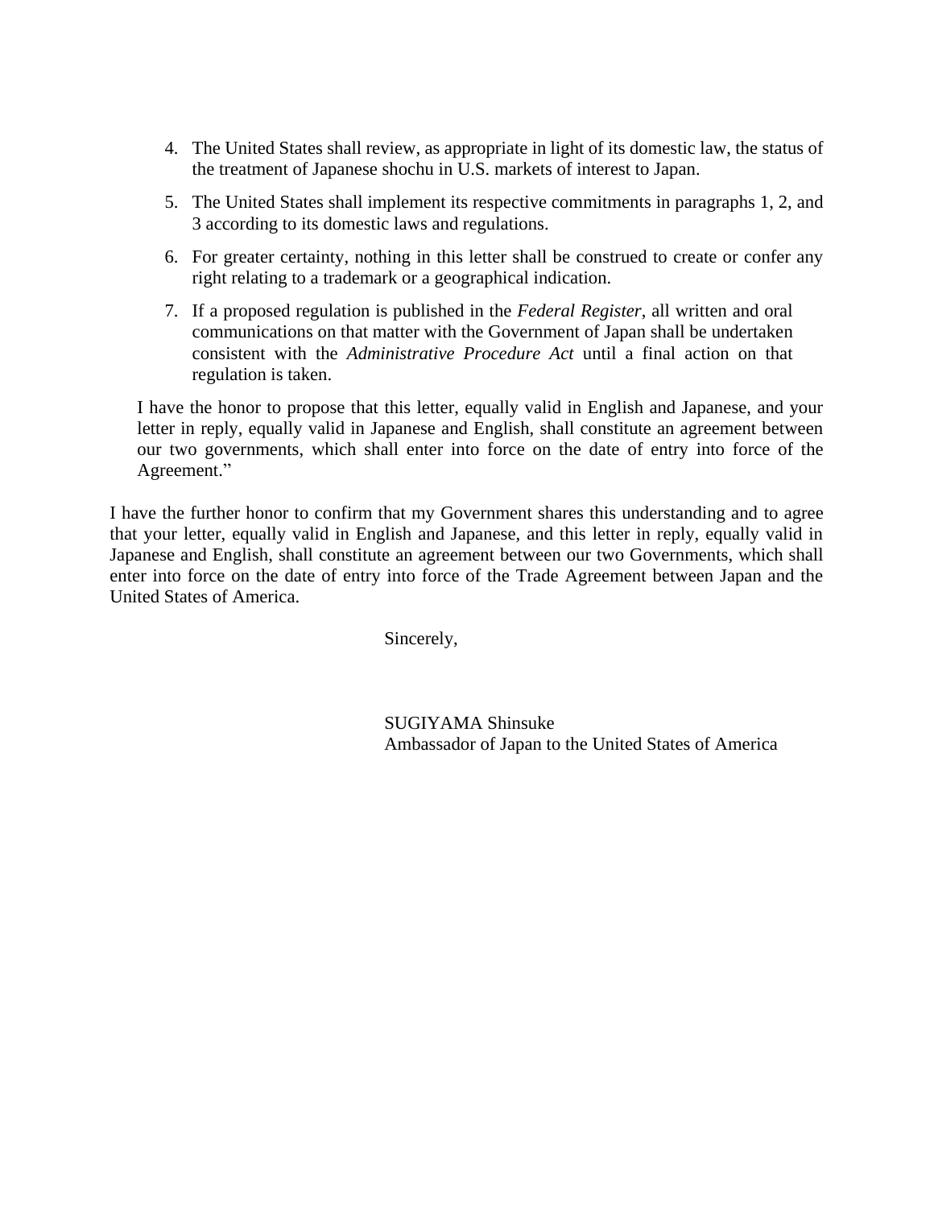4. The United States shall review, as appropriate in light of its domestic law, the status of the treatment of Japanese shochu in U.S. markets of interest to Japan.

5. The United States shall implement its respective commitments in paragraphs 1, 2, and 3 according to its domestic laws and regulations.

6. For greater certainty, nothing in this letter shall be construed to create or confer any right relating to a trademark or a geographical indication.

7. If a proposed regulation is published in the *Federal Register*, all written and oral communications on that matter with the Government of Japan shall be undertaken consistent with the *Administrative Procedure Act* until a final action on that regulation is taken.

I have the honor to propose that this letter, equally valid in English and Japanese, and your letter in reply, equally valid in Japanese and English, shall constitute an agreement between our two governments, which shall enter into force on the date of entry into force of the Agreement."

I have the further honor to confirm that my Government shares this understanding and to agree that your letter, equally valid in English and Japanese, and this letter in reply, equally valid in Japanese and English, shall constitute an agreement between our two Governments, which shall enter into force on the date of entry into force of the Trade Agreement between Japan and the United States of America.

Sincerely,

SUGIYAMA Shinsuke
Ambassador of Japan to the United States of America